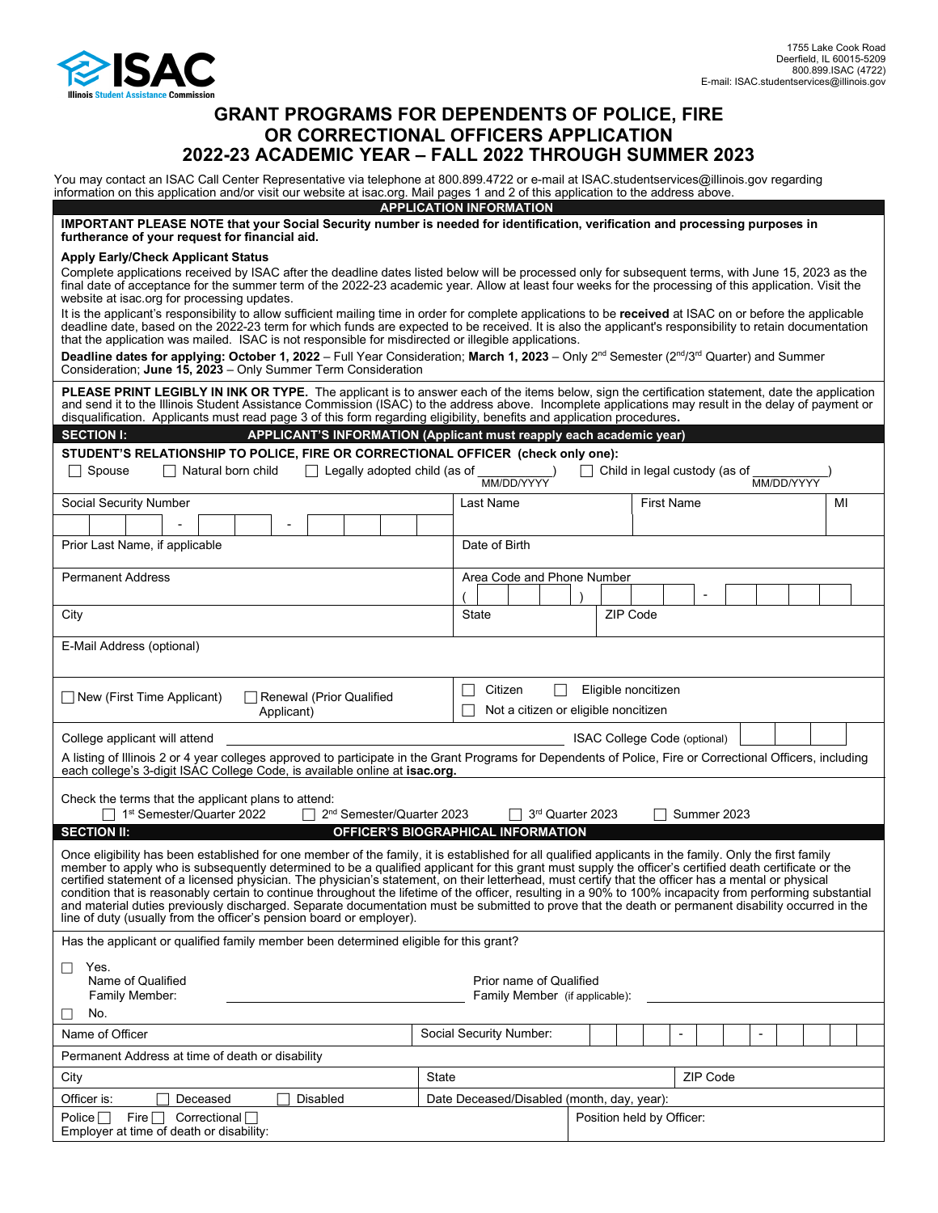ISAC
Illinois Student Assistance Commission

1755 Lake Cook Road
Deerfield, IL 60015-5209
800.899.ISAC (4722)
E-mail: ISAC.studentservices@illinois.gov

# GRANT PROGRAMS FOR DEPENDENTS OF POLICE, FIRE OR CORRECTIONAL OFFICERS APPLICATION 2022-23 ACADEMIC YEAR – FALL 2022 THROUGH SUMMER 2023

You may contact an ISAC Call Center Representative via telephone at 800.899.4722 or e-mail at ISAC.studentservices@illinois.gov regarding information on this application and/or visit our website at isac.org. Mail pages 1 and 2 of this application to the address above.

## APPLICATION INFORMATION

**IMPORTANT PLEASE NOTE that your Social Security number is needed for identification, verification and processing purposes in furtherance of your request for financial aid.**

**Apply Early/Check Applicant Status**

Complete applications received by ISAC after the deadline dates listed below will be processed only for subsequent terms, with June 15, 2023 as the final date of acceptance for the summer term of the 2022-23 academic year. Allow at least four weeks for the processing of this application. Visit the website at isac.org for processing updates.

It is the applicant's responsibility to allow sufficient mailing time in order for complete applications to be **received** at ISAC on or before the applicable deadline date, based on the 2022-23 term for which funds are expected to be received. It is also the applicant's responsibility to retain documentation that the application was mailed. ISAC is not responsible for misdirected or illegible applications.

**Deadline dates for applying: October 1, 2022** – Full Year Consideration; **March 1, 2023** – Only 2nd Semester (2nd/3rd Quarter) and Summer Consideration; **June 15, 2023** – Only Summer Term Consideration

**PLEASE PRINT LEGIBLY IN INK OR TYPE.** The applicant is to answer each of the items below, sign the certification statement, date the application and send it to the Illinois Student Assistance Commission (ISAC) to the address above. Incomplete applications may result in the delay of payment or disqualification. Applicants must read page 3 of this form regarding eligibility, benefits and application procedures.

## SECTION I: APPLICANT'S INFORMATION (Applicant must reapply each academic year)

**STUDENT'S RELATIONSHIP TO POLICE, FIRE OR CORRECTIONAL OFFICER (check only one):**

☐ Spouse ☐ Natural born child ☐ Legally adopted child (as of ____________ MM/DD/YYYY) ☐ Child in legal custody (as of ____________ MM/DD/YYYY)

| Social Security Number ___ - __ - ____ | Last Name | First Name | MI |
|---|---|---|---|
| Prior Last Name, if applicable | Date of Birth | | |
| Permanent Address | Area Code and Phone Number ( ) - | | |
| City | State | ZIP Code | |
| E-Mail Address (optional) | | | |
| ☐ New (First Time Applicant) ☐ Renewal (Prior Qualified Applicant) | ☐ Citizen ☐ Eligible noncitizen ☐ Not a citizen or eligible noncitizen | | |

College applicant will attend ______________________ ISAC College Code (optional) ___

A listing of Illinois 2 or 4 year colleges approved to participate in the Grant Programs for Dependents of Police, Fire or Correctional Officers, including each college's 3-digit ISAC College Code, is available online at **isac.org.**

Check the terms that the applicant plans to attend:
☐ 1st Semester/Quarter 2022 ☐ 2nd Semester/Quarter 2023 ☐ 3rd Quarter 2023 ☐ Summer 2023

## SECTION II: OFFICER'S BIOGRAPHICAL INFORMATION

Once eligibility has been established for one member of the family, it is established for all qualified applicants in the family. Only the first family member to apply who is subsequently determined to be a qualified applicant for this grant must supply the officer's certified death certificate or the certified statement of a licensed physician. The physician's statement, on their letterhead, must certify that the officer has a mental or physical condition that is reasonably certain to continue throughout the lifetime of the officer, resulting in a 90% to 100% incapacity from performing substantial and material duties previously discharged. Separate documentation must be submitted to prove that the death or permanent disability occurred in the line of duty (usually from the officer's pension board or employer).

Has the applicant or qualified family member been determined eligible for this grant?

☐ Yes.
Name of Qualified Family Member: ______________________ Prior name of Qualified Family Member (if applicable): ______________________

☐ No.

| Name of Officer | Social Security Number: ___ - __ - ____ | |
|---|---|---|
| Permanent Address at time of death or disability | | |
| City | State | ZIP Code |
| Officer is: ☐ Deceased ☐ Disabled | Date Deceased/Disabled (month, day, year): | |
| Police ☐ Fire ☐ Correctional ☐ Employer at time of death or disability: | Position held by Officer: | |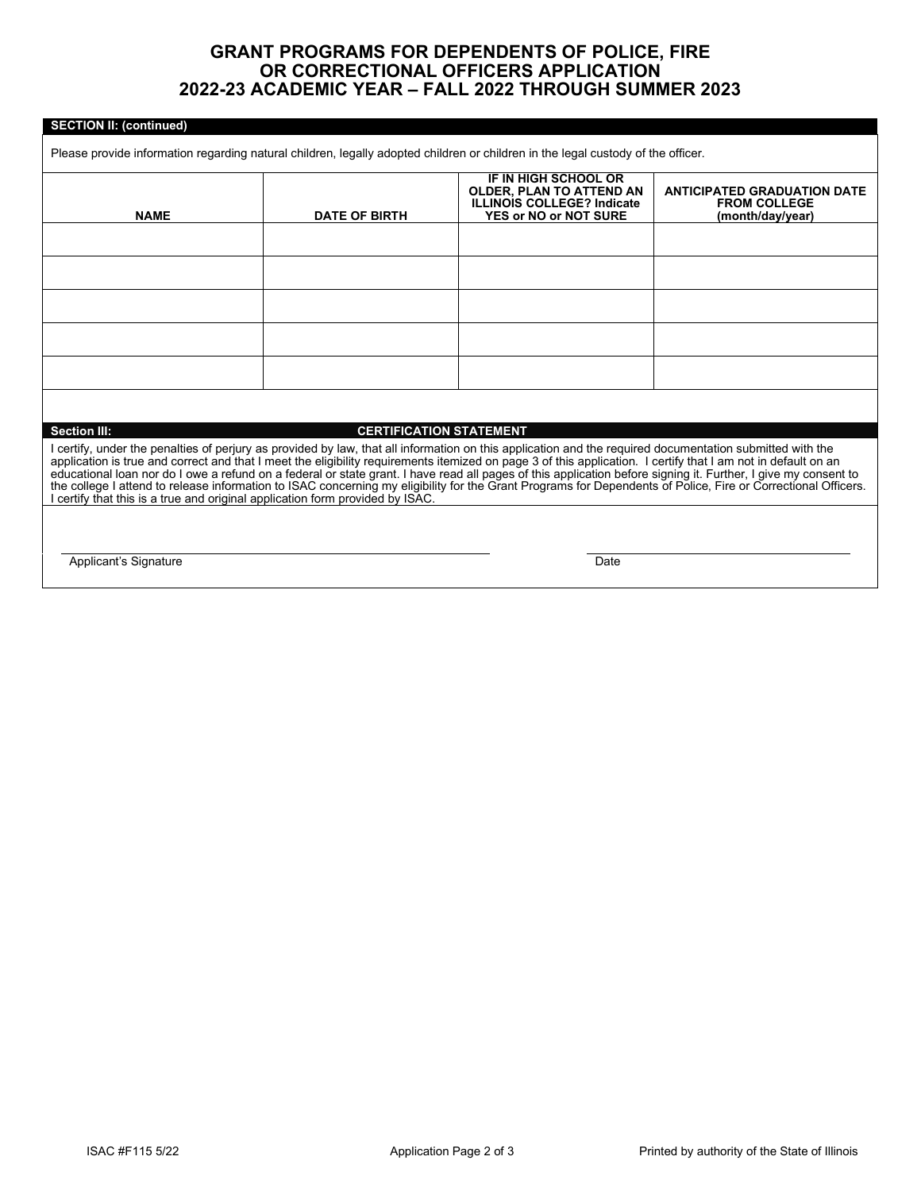# GRANT PROGRAMS FOR DEPENDENTS OF POLICE, FIRE OR CORRECTIONAL OFFICERS APPLICATION
## 2022-23 ACADEMIC YEAR – FALL 2022 THROUGH SUMMER 2023

**SECTION II: (continued)**

Please provide information regarding natural children, legally adopted children or children in the legal custody of the officer.

| NAME | DATE OF BIRTH | IF IN HIGH SCHOOL OR OLDER, PLAN TO ATTEND AN ILLINOIS COLLEGE? Indicate YES or NO or NOT SURE | ANTICIPATED GRADUATION DATE FROM COLLEGE (month/day/year) |
|---|---|---|---|
| | | | |
| | | | |
| | | | |
| | | | |
| | | | |

**Section III: CERTIFICATION STATEMENT**

I certify, under the penalties of perjury as provided by law, that all information on this application and the required documentation submitted with the application is true and correct and that I meet the eligibility requirements itemized on page 3 of this application. I certify that I am not in default on an educational loan nor do I owe a refund on a federal or state grant. I have read all pages of this application before signing it. Further, I give my consent to the college I attend to release information to ISAC concerning my eligibility for the Grant Programs for Dependents of Police, Fire or Correctional Officers. I certify that this is a true and original application form provided by ISAC.

Applicant's Signature ______________________________ Date ______________________

ISAC #F115 5/22 Printed by authority of the State of Illinois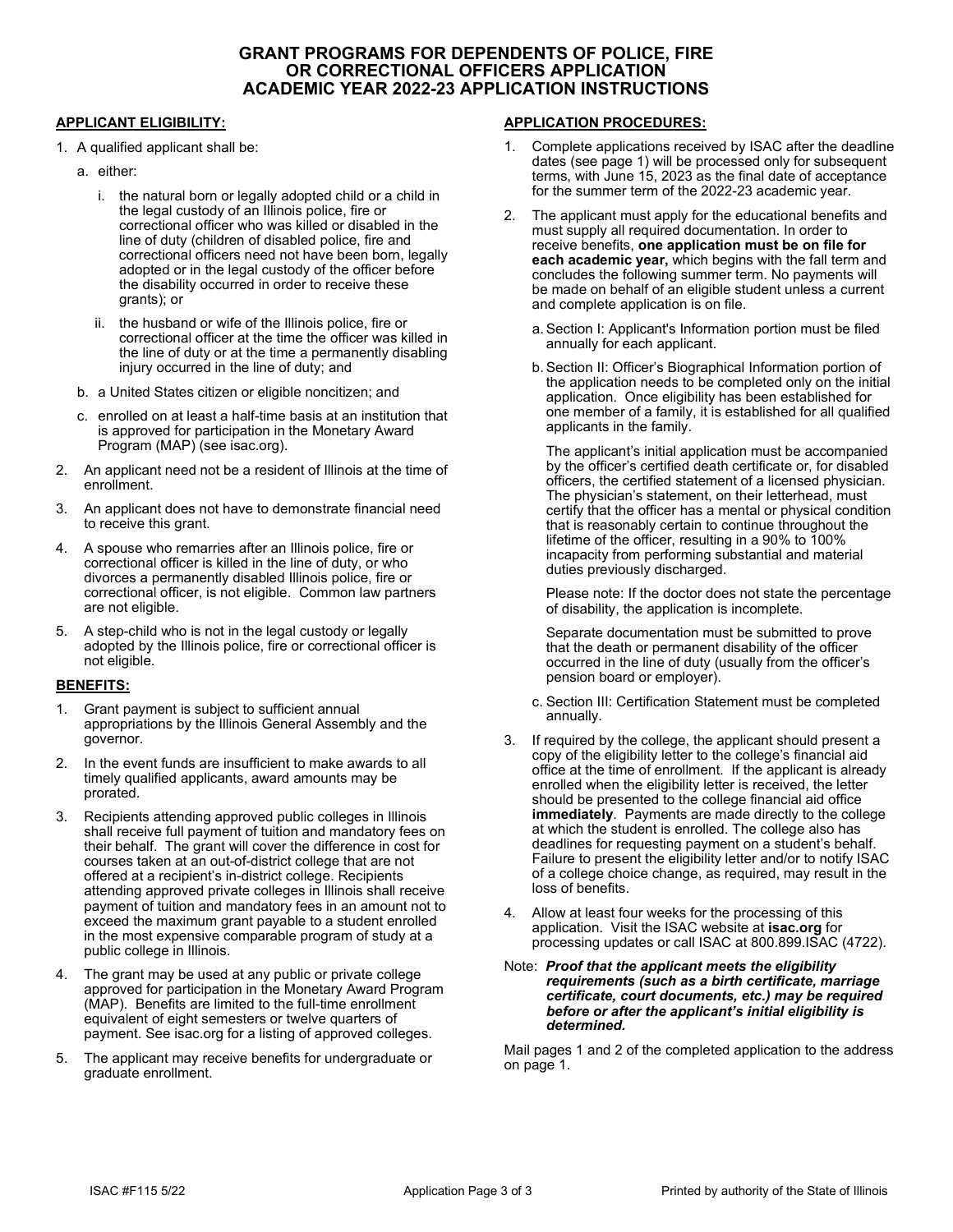# GRANT PROGRAMS FOR DEPENDENTS OF POLICE, FIRE OR CORRECTIONAL OFFICERS APPLICATION ACADEMIC YEAR 2022-23 APPLICATION INSTRUCTIONS

## APPLICANT ELIGIBILITY:

1. A qualified applicant shall be:
   a. either:
      i. the natural born or legally adopted child or a child in the legal custody of an Illinois police, fire or correctional officer who was killed or disabled in the line of duty (children of disabled police, fire and correctional officers need not have been born, legally adopted or in the legal custody of the officer before the disability occurred in order to receive these grants); or
      ii. the husband or wife of the Illinois police, fire or correctional officer at the time the officer was killed in the line of duty or at the time a permanently disabling injury occurred in the line of duty; and
   b. a United States citizen or eligible noncitizen; and
   c. enrolled on at least a half-time basis at an institution that is approved for participation in the Monetary Award Program (MAP) (see isac.org).
2. An applicant need not be a resident of Illinois at the time of enrollment.
3. An applicant does not have to demonstrate financial need to receive this grant.
4. A spouse who remarries after an Illinois police, fire or correctional officer is killed in the line of duty, or who divorces a permanently disabled Illinois police, fire or correctional officer, is not eligible. Common law partners are not eligible.
5. A step-child who is not in the legal custody or legally adopted by the Illinois police, fire or correctional officer is not eligible.

## BENEFITS:

1. Grant payment is subject to sufficient annual appropriations by the Illinois General Assembly and the governor.
2. In the event funds are insufficient to make awards to all timely qualified applicants, award amounts may be prorated.
3. Recipients attending approved public colleges in Illinois shall receive full payment of tuition and mandatory fees on their behalf. The grant will cover the difference in cost for courses taken at an out-of-district college that are not offered at a recipient's in-district college. Recipients attending approved private colleges in Illinois shall receive payment of tuition and mandatory fees in an amount not to exceed the maximum grant payable to a student enrolled in the most expensive comparable program of study at a public college in Illinois.
4. The grant may be used at any public or private college approved for participation in the Monetary Award Program (MAP). Benefits are limited to the full-time enrollment equivalent of eight semesters or twelve quarters of payment. See isac.org for a listing of approved colleges.
5. The applicant may receive benefits for undergraduate or graduate enrollment.

## APPLICATION PROCEDURES:

1. Complete applications received by ISAC after the deadline dates (see page 1) will be processed only for subsequent terms, with June 15, 2023 as the final date of acceptance for the summer term of the 2022-23 academic year.
2. The applicant must apply for the educational benefits and must supply all required documentation. In order to receive benefits, **one application must be on file for each academic year,** which begins with the fall term and concludes the following summer term. No payments will be made on behalf of an eligible student unless a current and complete application is on file.
   a. Section I: Applicant's Information portion must be filed annually for each applicant.
   b. Section II: Officer's Biographical Information portion of the application needs to be completed only on the initial application. Once eligibility has been established for one member of a family, it is established for all qualified applicants in the family.

      The applicant's initial application must be accompanied by the officer's certified death certificate or, for disabled officers, the certified statement of a licensed physician. The physician's statement, on their letterhead, must certify that the officer has a mental or physical condition that is reasonably certain to continue throughout the lifetime of the officer, resulting in a 90% to 100% incapacity from performing substantial and material duties previously discharged.

      Please note: If the doctor does not state the percentage of disability, the application is incomplete.

      Separate documentation must be submitted to prove that the death or permanent disability of the officer occurred in the line of duty (usually from the officer's pension board or employer).
   c. Section III: Certification Statement must be completed annually.
3. If required by the college, the applicant should present a copy of the eligibility letter to the college's financial aid office at the time of enrollment. If the applicant is already enrolled when the eligibility letter is received, the letter should be presented to the college financial aid office **immediately**. Payments are made directly to the college at which the student is enrolled. The college also has deadlines for requesting payment on a student's behalf. Failure to present the eligibility letter and/or to notify ISAC of a college choice change, as required, may result in the loss of benefits.
4. Allow at least four weeks for the processing of this application. Visit the ISAC website at **isac.org** for processing updates or call ISAC at 800.899.ISAC (4722).

Note: ***Proof that the applicant meets the eligibility requirements (such as a birth certificate, marriage certificate, court documents, etc.) may be required before or after the applicant's initial eligibility is determined.***

Mail pages 1 and 2 of the completed application to the address on page 1.

ISAC #F115 5/22

Printed by authority of the State of Illinois